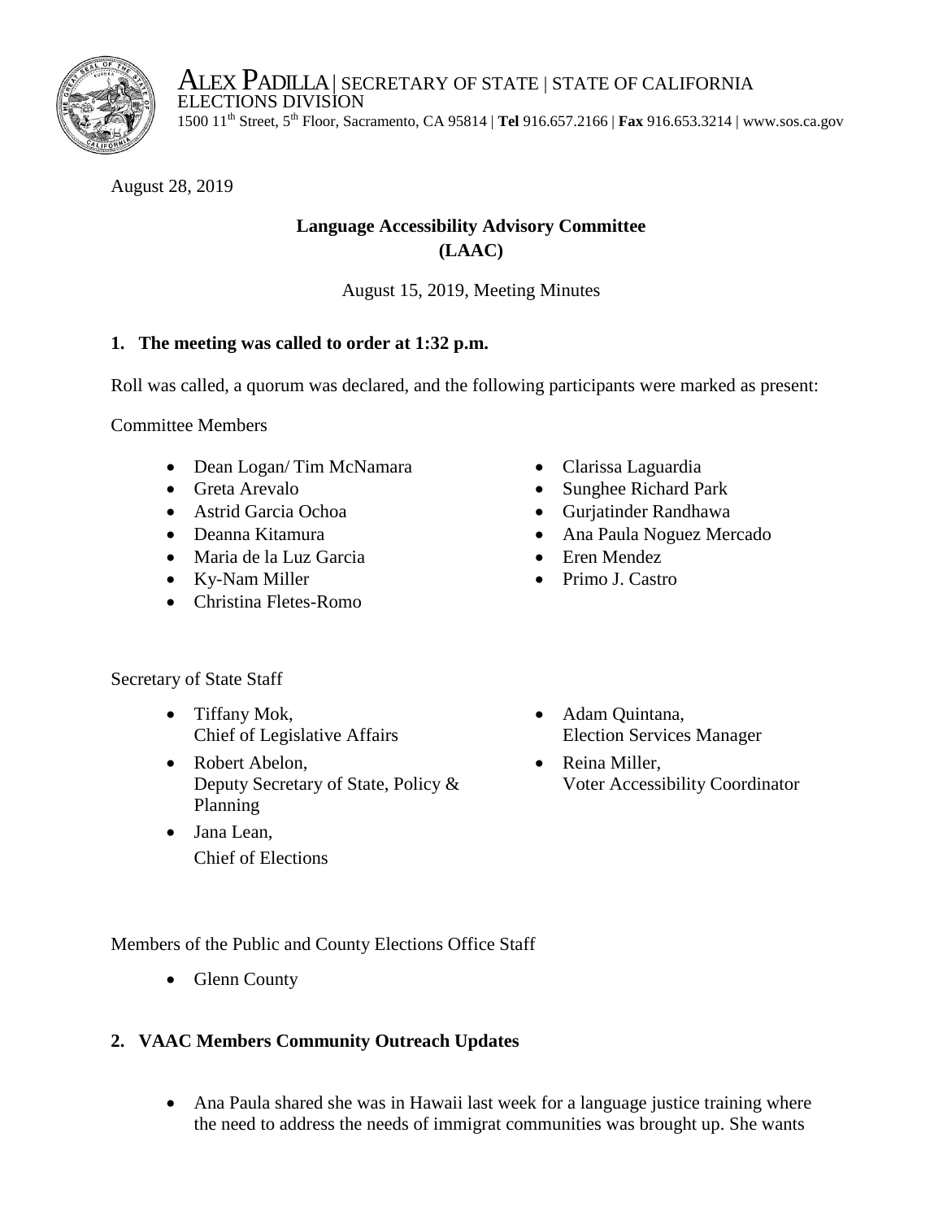ALEX PADILLA | SECRETARY OF STATE | STATE OF CALIFORNIA
ELECTIONS DIVISION
1500 11th Street, 5th Floor, Sacramento, CA 95814 | **Tel** 916.657.2166 | **Fax** 916.653.3214 | www.sos.ca.gov

August 28, 2019

**Language Accessibility Advisory Committee**
**(LAAC)**

August 15, 2019, Meeting Minutes

## 1. The meeting was called to order at 1:32 p.m.

Roll was called, a quorum was declared, and the following participants were marked as present:

Committee Members

- Dean Logan/ Tim McNamara
- Greta Arevalo
- Astrid Garcia Ochoa
- Deanna Kitamura
- Maria de la Luz Garcia
- Ky-Nam Miller
- Christina Fletes-Romo
- Clarissa Laguardia
- Sunghee Richard Park
- Gurjatinder Randhawa
- Ana Paula Noguez Mercado
- Eren Mendez
- Primo J. Castro

Secretary of State Staff

- Tiffany Mok,
  Chief of Legislative Affairs
- Robert Abelon,
  Deputy Secretary of State, Policy & Planning
- Jana Lean,
  Chief of Elections
- Adam Quintana,
  Election Services Manager
- Reina Miller,
  Voter Accessibility Coordinator

Members of the Public and County Elections Office Staff

- Glenn County

## 2. VAAC Members Community Outreach Updates

- Ana Paula shared she was in Hawaii last week for a language justice training where the need to address the needs of immigrat communities was brought up. She wants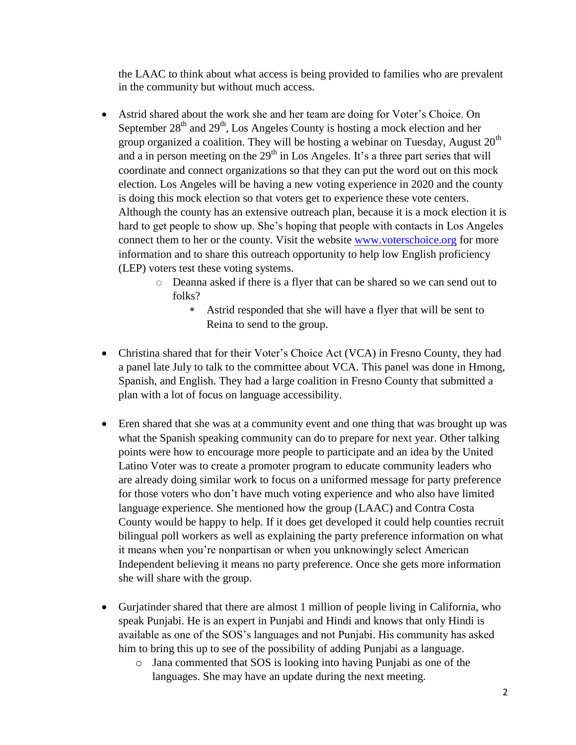the LAAC to think about what access is being provided to families who are prevalent in the community but without much access.

- Astrid shared about the work she and her team are doing for Voter's Choice. On September 28th and 29th, Los Angeles County is hosting a mock election and her group organized a coalition. They will be hosting a webinar on Tuesday, August 20th and a in person meeting on the 29th in Los Angeles. It's a three part series that will coordinate and connect organizations so that they can put the word out on this mock election. Los Angeles will be having a new voting experience in 2020 and the county is doing this mock election so that voters get to experience these vote centers. Although the county has an extensive outreach plan, because it is a mock election it is hard to get people to show up. She's hoping that people with contacts in Los Angeles connect them to her or the county. Visit the website [www.voterschoice.org](http://www.voterschoice.org) for more information and to share this outreach opportunity to help low English proficiency (LEP) voters test these voting systems.
    - Deanna asked if there is a flyer that can be shared so we can send out to folks?
        - Astrid responded that she will have a flyer that will be sent to Reina to send to the group.

- Christina shared that for their Voter's Choice Act (VCA) in Fresno County, they had a panel late July to talk to the committee about VCA. This panel was done in Hmong, Spanish, and English. They had a large coalition in Fresno County that submitted a plan with a lot of focus on language accessibility.

- Eren shared that she was at a community event and one thing that was brought up was what the Spanish speaking community can do to prepare for next year. Other talking points were how to encourage more people to participate and an idea by the United Latino Voter was to create a promoter program to educate community leaders who are already doing similar work to focus on a uniformed message for party preference for those voters who don't have much voting experience and who also have limited language experience. She mentioned how the group (LAAC) and Contra Costa County would be happy to help. If it does get developed it could help counties recruit bilingual poll workers as well as explaining the party preference information on what it means when you're nonpartisan or when you unknowingly select American Independent believing it means no party preference. Once she gets more information she will share with the group.

- Gurjatinder shared that there are almost 1 million of people living in California, who speak Punjabi. He is an expert in Punjabi and Hindi and knows that only Hindi is available as one of the SOS's languages and not Punjabi. His community has asked him to bring this up to see of the possibility of adding Punjabi as a language.
    - Jana commented that SOS is looking into having Punjabi as one of the languages. She may have an update during the next meeting.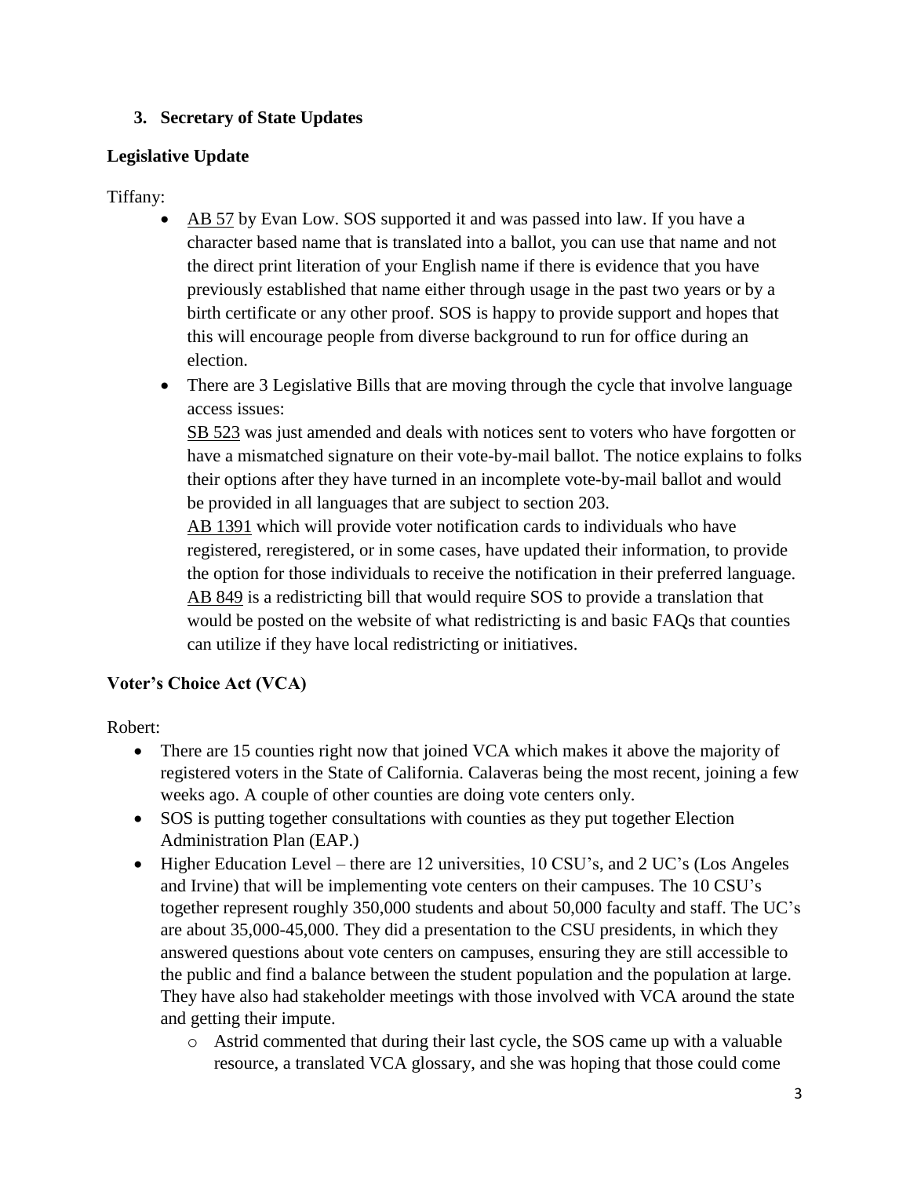## 3. Secretary of State Updates

### Legislative Update

Tiffany:

- AB 57 by Evan Low. SOS supported it and was passed into law. If you have a character based name that is translated into a ballot, you can use that name and not the direct print literation of your English name if there is evidence that you have previously established that name either through usage in the past two years or by a birth certificate or any other proof. SOS is happy to provide support and hopes that this will encourage people from diverse background to run for office during an election.
- There are 3 Legislative Bills that are moving through the cycle that involve language access issues:
  SB 523 was just amended and deals with notices sent to voters who have forgotten or have a mismatched signature on their vote-by-mail ballot. The notice explains to folks their options after they have turned in an incomplete vote-by-mail ballot and would be provided in all languages that are subject to section 203.
  AB 1391 which will provide voter notification cards to individuals who have registered, reregistered, or in some cases, have updated their information, to provide the option for those individuals to receive the notification in their preferred language.
  AB 849 is a redistricting bill that would require SOS to provide a translation that would be posted on the website of what redistricting is and basic FAQs that counties can utilize if they have local redistricting or initiatives.

### Voter's Choice Act (VCA)

Robert:

- There are 15 counties right now that joined VCA which makes it above the majority of registered voters in the State of California. Calaveras being the most recent, joining a few weeks ago. A couple of other counties are doing vote centers only.
- SOS is putting together consultations with counties as they put together Election Administration Plan (EAP.)
- Higher Education Level – there are 12 universities, 10 CSU's, and 2 UC's (Los Angeles and Irvine) that will be implementing vote centers on their campuses. The 10 CSU's together represent roughly 350,000 students and about 50,000 faculty and staff. The UC's are about 35,000-45,000. They did a presentation to the CSU presidents, in which they answered questions about vote centers on campuses, ensuring they are still accessible to the public and find a balance between the student population and the population at large. They have also had stakeholder meetings with those involved with VCA around the state and getting their impute.
  - Astrid commented that during their last cycle, the SOS came up with a valuable resource, a translated VCA glossary, and she was hoping that those could come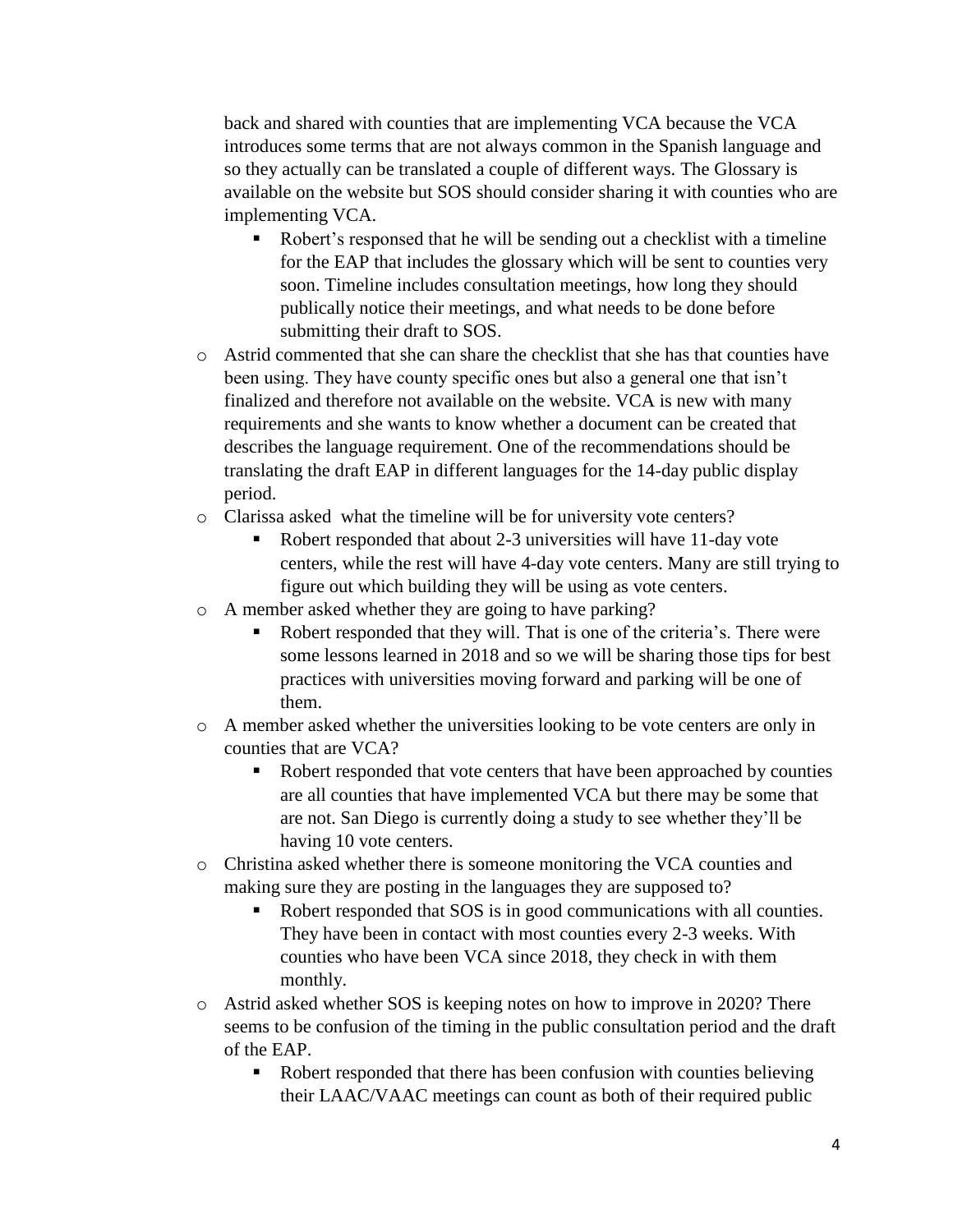back and shared with counties that are implementing VCA because the VCA introduces some terms that are not always common in the Spanish language and so they actually can be translated a couple of different ways. The Glossary is available on the website but SOS should consider sharing it with counties who are implementing VCA.

- Robert's responsed that he will be sending out a checklist with a timeline for the EAP that includes the glossary which will be sent to counties very soon. Timeline includes consultation meetings, how long they should publically notice their meetings, and what needs to be done before submitting their draft to SOS.

- Astrid commented that she can share the checklist that she has that counties have been using. They have county specific ones but also a general one that isn't finalized and therefore not available on the website. VCA is new with many requirements and she wants to know whether a document can be created that describes the language requirement. One of the recommendations should be translating the draft EAP in different languages for the 14-day public display period.
- Clarissa asked what the timeline will be for university vote centers?
  - Robert responded that about 2-3 universities will have 11-day vote centers, while the rest will have 4-day vote centers. Many are still trying to figure out which building they will be using as vote centers.
- A member asked whether they are going to have parking?
  - Robert responded that they will. That is one of the criteria's. There were some lessons learned in 2018 and so we will be sharing those tips for best practices with universities moving forward and parking will be one of them.
- A member asked whether the universities looking to be vote centers are only in counties that are VCA?
  - Robert responded that vote centers that have been approached by counties are all counties that have implemented VCA but there may be some that are not. San Diego is currently doing a study to see whether they'll be having 10 vote centers.
- Christina asked whether there is someone monitoring the VCA counties and making sure they are posting in the languages they are supposed to?
  - Robert responded that SOS is in good communications with all counties. They have been in contact with most counties every 2-3 weeks. With counties who have been VCA since 2018, they check in with them monthly.
- Astrid asked whether SOS is keeping notes on how to improve in 2020? There seems to be confusion of the timing in the public consultation period and the draft of the EAP.
  - Robert responded that there has been confusion with counties believing their LAAC/VAAC meetings can count as both of their required public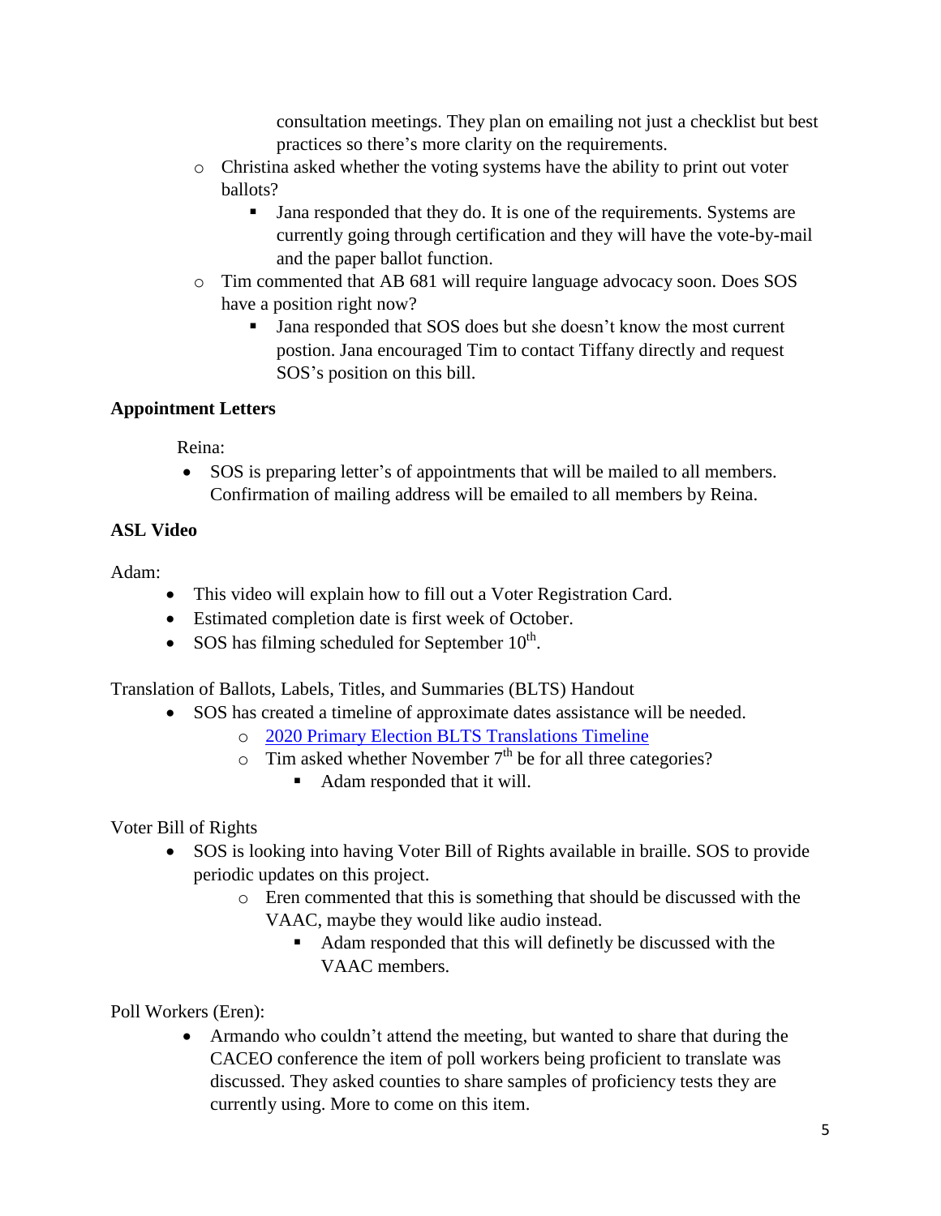consultation meetings. They plan on emailing not just a checklist but best practices so there's more clarity on the requirements.

- Christina asked whether the voting systems have the ability to print out voter ballots?
  - Jana responded that they do. It is one of the requirements. Systems are currently going through certification and they will have the vote-by-mail and the paper ballot function.
- Tim commented that AB 681 will require language advocacy soon. Does SOS have a position right now?
  - Jana responded that SOS does but she doesn't know the most current postion. Jana encouraged Tim to contact Tiffany directly and request SOS's position on this bill.

**Appointment Letters**

Reina:

- SOS is preparing letter's of appointments that will be mailed to all members. Confirmation of mailing address will be emailed to all members by Reina.

**ASL Video**

Adam:

- This video will explain how to fill out a Voter Registration Card.
- Estimated completion date is first week of October.
- SOS has filming scheduled for September 10th.

Translation of Ballots, Labels, Titles, and Summaries (BLTS) Handout

- SOS has created a timeline of approximate dates assistance will be needed.
  - [2020 Primary Election BLTS Translations Timeline]
  - Tim asked whether November 7th be for all three categories?
    - Adam responded that it will.

Voter Bill of Rights

- SOS is looking into having Voter Bill of Rights available in braille. SOS to provide periodic updates on this project.
  - Eren commented that this is something that should be discussed with the VAAC, maybe they would like audio instead.
    - Adam responded that this will definetly be discussed with the VAAC members.

Poll Workers (Eren):

- Armando who couldn't attend the meeting, but wanted to share that during the CACEO conference the item of poll workers being proficient to translate was discussed. They asked counties to share samples of proficiency tests they are currently using. More to come on this item.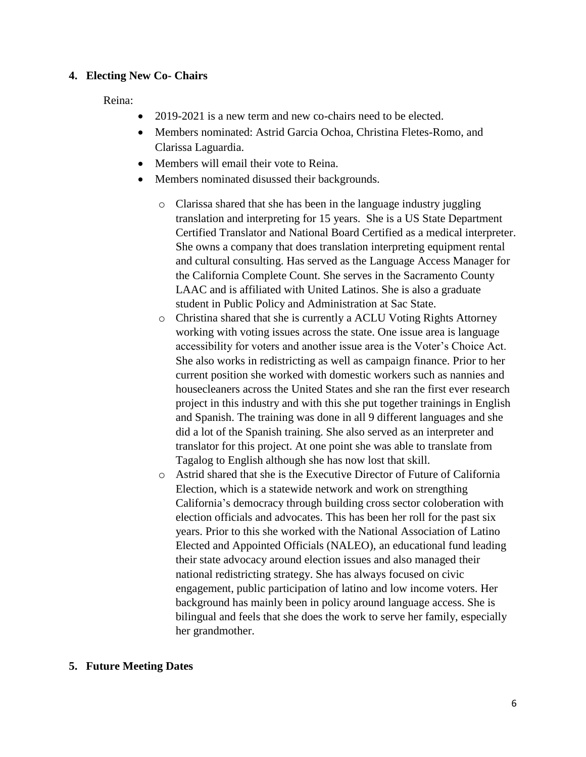**4. Electing New Co- Chairs**

Reina:

- 2019-2021 is a new term and new co-chairs need to be elected.
- Members nominated: Astrid Garcia Ochoa, Christina Fletes-Romo, and Clarissa Laguardia.
- Members will email their vote to Reina.
- Members nominated disussed their backgrounds.
    - Clarissa shared that she has been in the language industry juggling translation and interpreting for 15 years. She is a US State Department Certified Translator and National Board Certified as a medical interpreter. She owns a company that does translation interpreting equipment rental and cultural consulting. Has served as the Language Access Manager for the California Complete Count. She serves in the Sacramento County LAAC and is affiliated with United Latinos. She is also a graduate student in Public Policy and Administration at Sac State.
    - Christina shared that she is currently a ACLU Voting Rights Attorney working with voting issues across the state. One issue area is language accessibility for voters and another issue area is the Voter's Choice Act. She also works in redistricting as well as campaign finance. Prior to her current position she worked with domestic workers such as nannies and housecleaners across the United States and she ran the first ever research project in this industry and with this she put together trainings in English and Spanish. The training was done in all 9 different languages and she did a lot of the Spanish training. She also served as an interpreter and translator for this project. At one point she was able to translate from Tagalog to English although she has now lost that skill.
    - Astrid shared that she is the Executive Director of Future of California Election, which is a statewide network and work on strengthing California's democracy through building cross sector coloberation with election officials and advocates. This has been her roll for the past six years. Prior to this she worked with the National Association of Latino Elected and Appointed Officials (NALEO), an educational fund leading their state advocacy around election issues and also managed their national redistricting strategy. She has always focused on civic engagement, public participation of latino and low income voters. Her background has mainly been in policy around language access. She is bilingual and feels that she does the work to serve her family, especially her grandmother.

**5. Future Meeting Dates**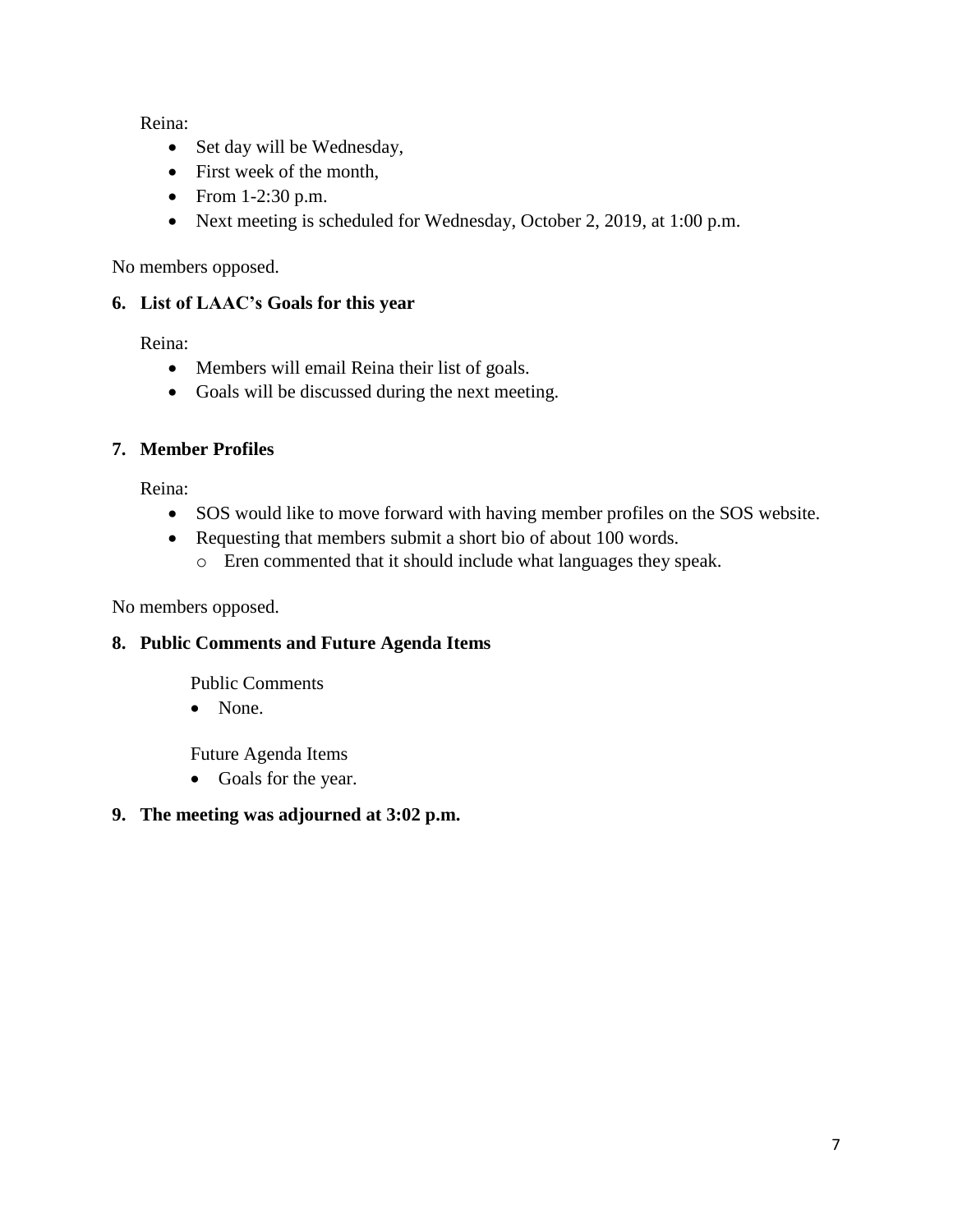Reina:

- Set day will be Wednesday,
- First week of the month,
- From 1-2:30 p.m.
- Next meeting is scheduled for Wednesday, October 2, 2019, at 1:00 p.m.

No members opposed.

**6. List of LAAC's Goals for this year**

Reina:

- Members will email Reina their list of goals.
- Goals will be discussed during the next meeting.

**7. Member Profiles**

Reina:

- SOS would like to move forward with having member profiles on the SOS website.
- Requesting that members submit a short bio of about 100 words.
  - Eren commented that it should include what languages they speak.

No members opposed.

**8. Public Comments and Future Agenda Items**

Public Comments

- None.

Future Agenda Items

- Goals for the year.

**9. The meeting was adjourned at 3:02 p.m.**